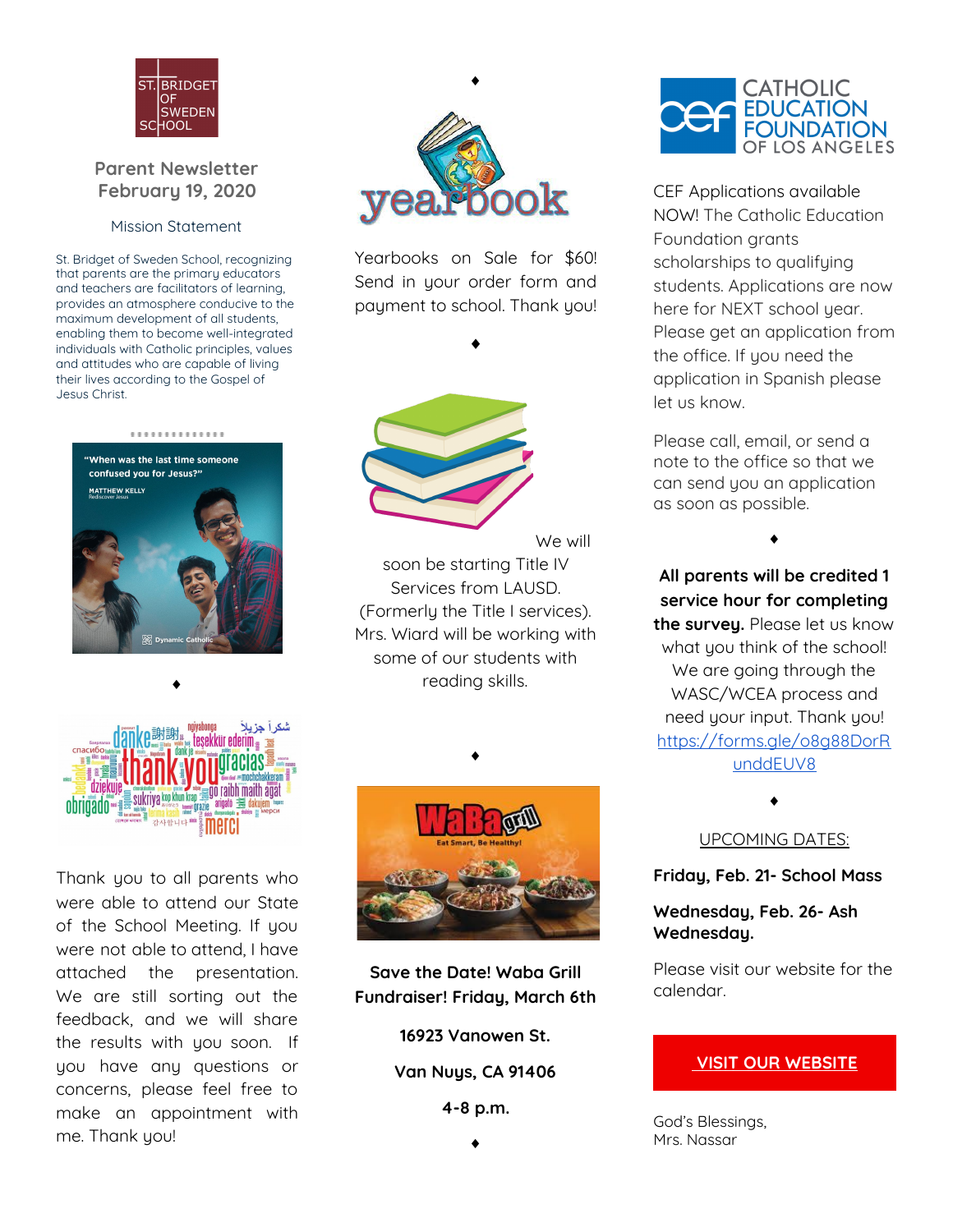ST. BRIDGET OF SWEDEN SCHOOL

## Parent Newsletter
## February 19, 2020

### Mission Statement

St. Bridget of Sweden School, recognizing that parents are the primary educators and teachers are facilitators of learning, provides an atmosphere conducive to the maximum development of all students, enabling them to become well-integrated individuals with Catholic principles, values and attitudes who are capable of living their lives according to the Gospel of Jesus Christ.

"When was the last time someone confused you for Jesus?"
MATTHEW KELLY
Rediscover Jesus

Dynamic Catholic

♦

Thank you to all parents who were able to attend our State of the School Meeting. If you were not able to attend, I have attached the presentation. We are still sorting out the feedback, and we will share the results with you soon. If you have any questions or concerns, please feel free to make an appointment with me. Thank you!

♦

yearbook

Yearbooks on Sale for $60! Send in your order form and payment to school. Thank you!

♦

We will soon be starting Title IV Services from LAUSD. (Formerly the Title I services). Mrs. Wiard will be working with some of our students with reading skills.

♦

WaBa grill
Eat Smart, Be Healthy!

**Save the Date! Waba Grill Fundraiser! Friday, March 6th**

**16923 Vanowen St.**

**Van Nuys, CA 91406**

**4-8 p.m.**

♦

CATHOLIC EDUCATION FOUNDATION OF LOS ANGELES

CEF Applications available NOW! The Catholic Education Foundation grants scholarships to qualifying students. Applications are now here for NEXT school year. Please get an application from the office. If you need the application in Spanish please let us know.

Please call, email, or send a note to the office so that we can send you an application as soon as possible.

♦

**All parents will be credited 1 service hour for completing the survey.** Please let us know what you think of the school! We are going through the WASC/WCEA process and need your input. Thank you! https://forms.gle/o8g88DorRunddEUV8

♦

UPCOMING DATES:

**Friday, Feb. 21- School Mass**

**Wednesday, Feb. 26- Ash Wednesday.**

Please visit our website for the calendar.

**VISIT OUR WEBSITE**

God's Blessings,
Mrs. Nassar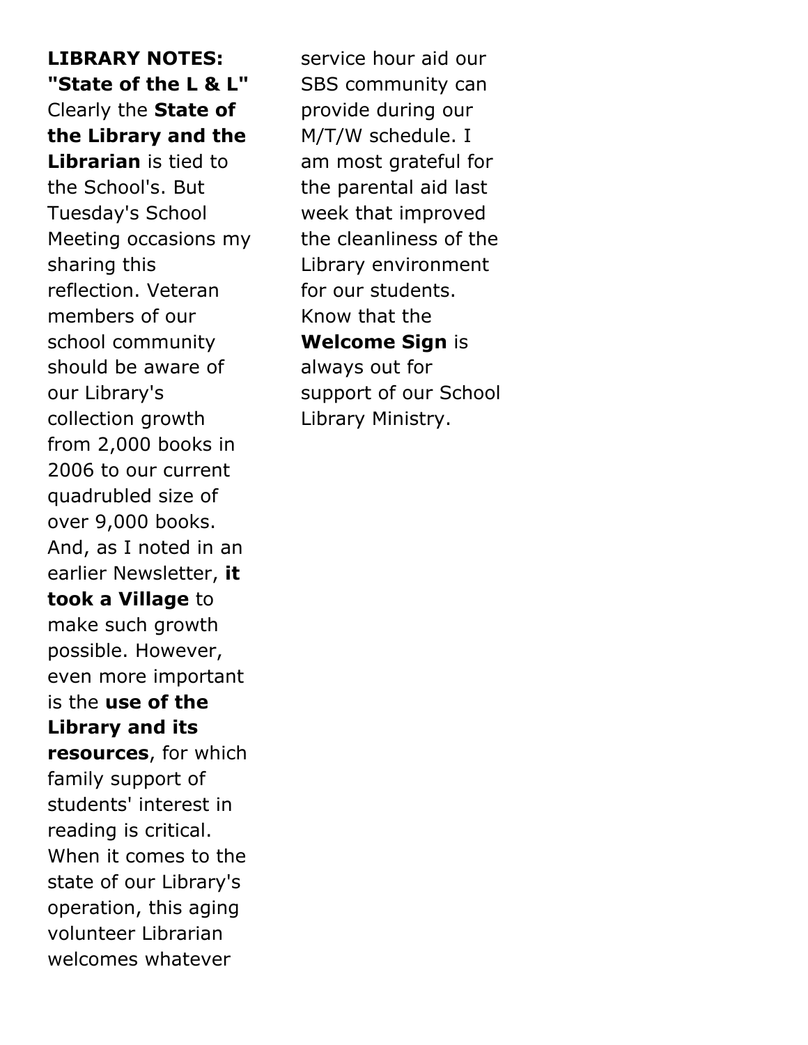**LIBRARY NOTES: "State of the L & L"**

Clearly the **State of the Library and the Librarian** is tied to the School's. But Tuesday's School Meeting occasions my sharing this reflection. Veteran members of our school community should be aware of our Library's collection growth from 2,000 books in 2006 to our current quadrubled size of over 9,000 books. And, as I noted in an earlier Newsletter, **it took a Village** to make such growth possible. However, even more important is the **use of the Library and its resources**, for which family support of students' interest in reading is critical. When it comes to the state of our Library's operation, this aging volunteer Librarian welcomes whatever service hour aid our SBS community can provide during our M/T/W schedule. I am most grateful for the parental aid last week that improved the cleanliness of the Library environment for our students. Know that the **Welcome Sign** is always out for support of our School Library Ministry.